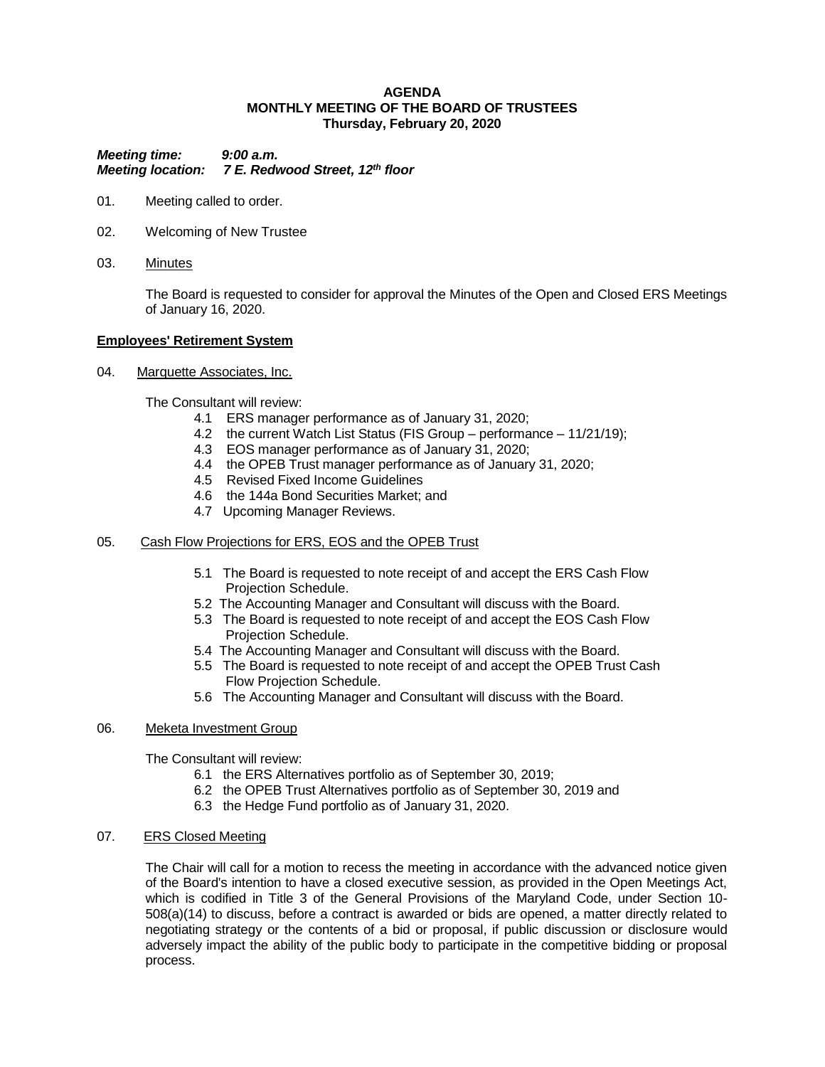**AGENDA**
**MONTHLY MEETING OF THE BOARD OF TRUSTEES**
**Thursday, February 20, 2020**

***Meeting time:*** ***9:00 a.m.***
***Meeting location:*** ***7 E. Redwood Street, 12th floor***

01. Meeting called to order.

02. Welcoming of New Trustee

03. <u>Minutes</u>

    The Board is requested to consider for approval the Minutes of the Open and Closed ERS Meetings of January 16, 2020.

**<u>Employees' Retirement System</u>**

04. <u>Marquette Associates, Inc.</u>

    The Consultant will review:

    4.1 ERS manager performance as of January 31, 2020;
    4.2 the current Watch List Status (FIS Group – performance – 11/21/19);
    4.3 EOS manager performance as of January 31, 2020;
    4.4 the OPEB Trust manager performance as of January 31, 2020;
    4.5 Revised Fixed Income Guidelines
    4.6 the 144a Bond Securities Market; and
    4.7 Upcoming Manager Reviews.

05. <u>Cash Flow Projections for ERS, EOS and the OPEB Trust</u>

    5.1 The Board is requested to note receipt of and accept the ERS Cash Flow Projection Schedule.
    5.2 The Accounting Manager and Consultant will discuss with the Board.
    5.3 The Board is requested to note receipt of and accept the EOS Cash Flow Projection Schedule.
    5.4 The Accounting Manager and Consultant will discuss with the Board.
    5.5 The Board is requested to note receipt of and accept the OPEB Trust Cash Flow Projection Schedule.
    5.6 The Accounting Manager and Consultant will discuss with the Board.

06. <u>Meketa Investment Group</u>

    The Consultant will review:

    6.1 the ERS Alternatives portfolio as of September 30, 2019;
    6.2 the OPEB Trust Alternatives portfolio as of September 30, 2019 and
    6.3 the Hedge Fund portfolio as of January 31, 2020.

07. <u>ERS Closed Meeting</u>

    The Chair will call for a motion to recess the meeting in accordance with the advanced notice given of the Board's intention to have a closed executive session, as provided in the Open Meetings Act, which is codified in Title 3 of the General Provisions of the Maryland Code, under Section 10-508(a)(14) to discuss, before a contract is awarded or bids are opened, a matter directly related to negotiating strategy or the contents of a bid or proposal, if public discussion or disclosure would adversely impact the ability of the public body to participate in the competitive bidding or proposal process.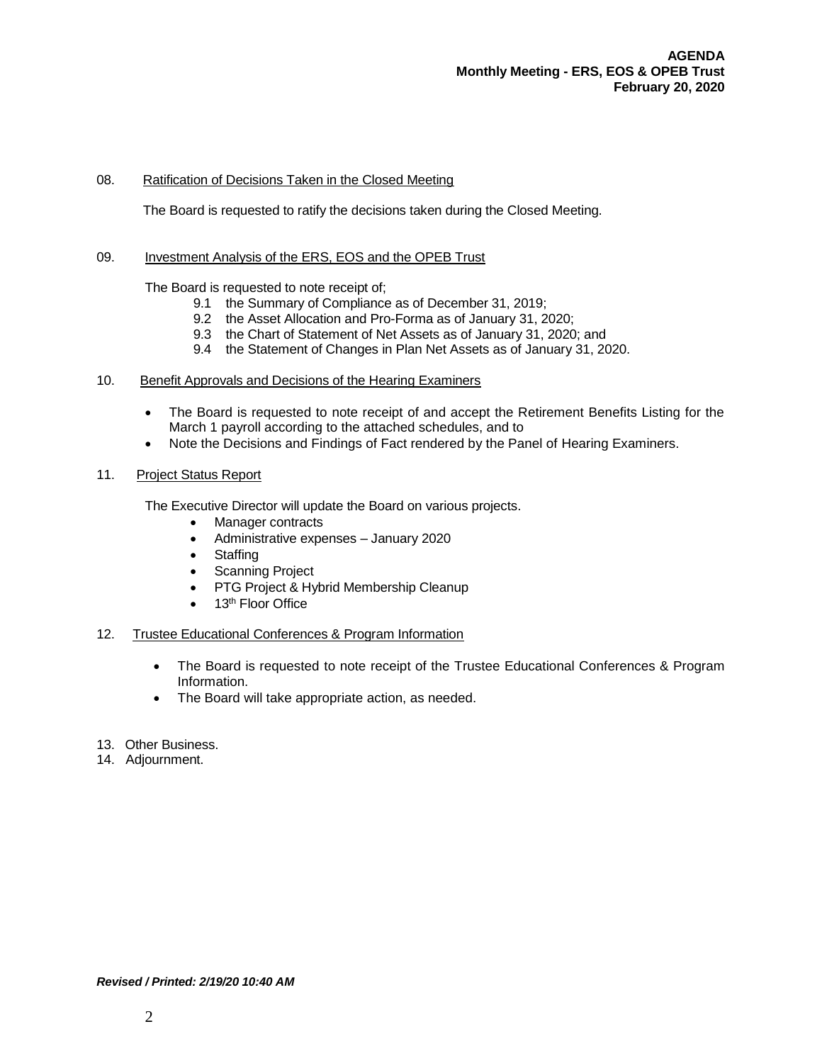08. Ratification of Decisions Taken in the Closed Meeting

The Board is requested to ratify the decisions taken during the Closed Meeting.

09. Investment Analysis of the ERS, EOS and the OPEB Trust

The Board is requested to note receipt of;

- 9.1 the Summary of Compliance as of December 31, 2019;
- 9.2 the Asset Allocation and Pro-Forma as of January 31, 2020;
- 9.3 the Chart of Statement of Net Assets as of January 31, 2020; and
- 9.4 the Statement of Changes in Plan Net Assets as of January 31, 2020.

10. Benefit Approvals and Decisions of the Hearing Examiners

- The Board is requested to note receipt of and accept the Retirement Benefits Listing for the March 1 payroll according to the attached schedules, and to
- Note the Decisions and Findings of Fact rendered by the Panel of Hearing Examiners.

11. Project Status Report

The Executive Director will update the Board on various projects.

- Manager contracts
- Administrative expenses – January 2020
- Staffing
- Scanning Project
- PTG Project & Hybrid Membership Cleanup
- 13th Floor Office

12. Trustee Educational Conferences & Program Information

- The Board is requested to note receipt of the Trustee Educational Conferences & Program Information.
- The Board will take appropriate action, as needed.

13. Other Business.

14. Adjournment.

***Revised / Printed: 2/19/20 10:40 AM***